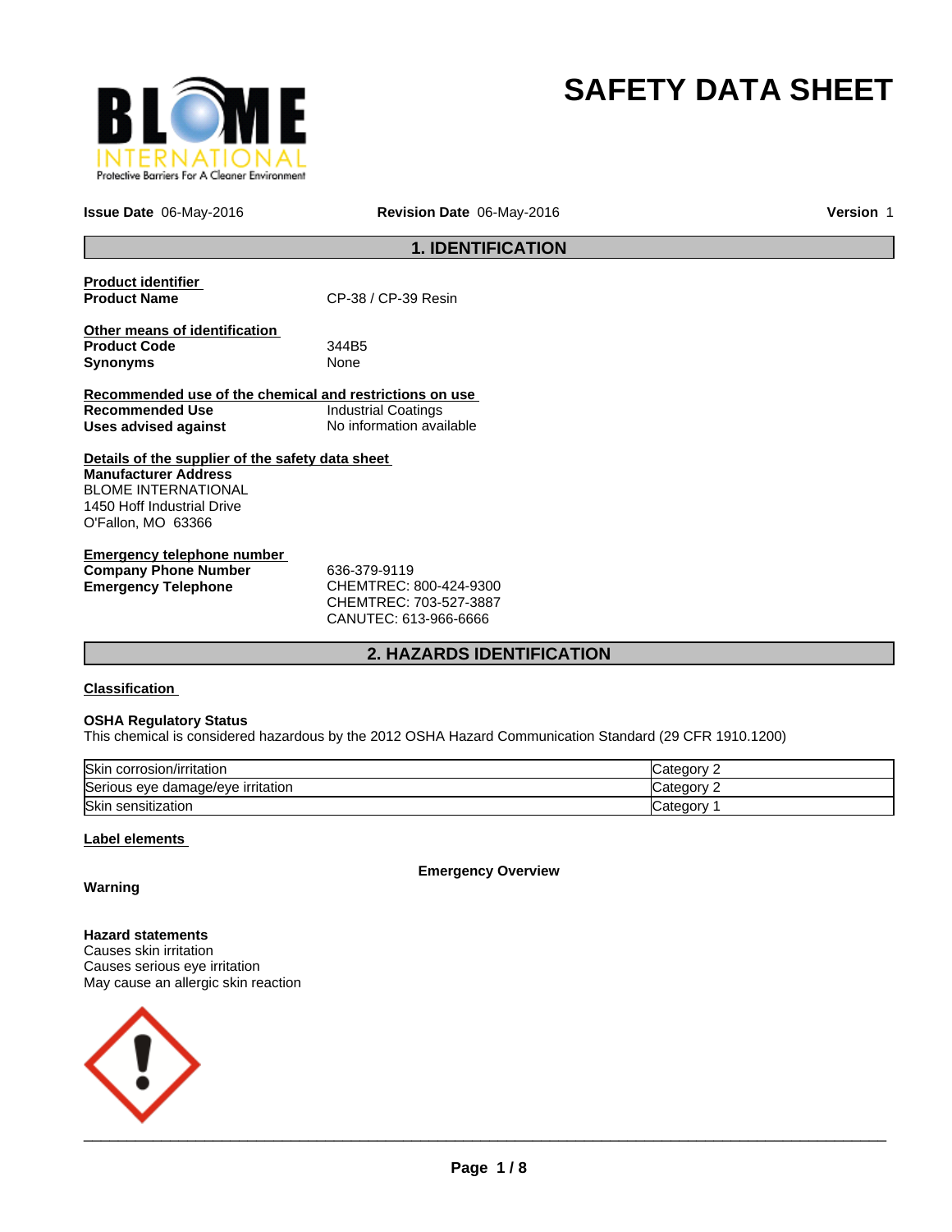# SAFETY DATA SHEET

**Issue Date** 06-May-2016 **Revision Date** 06-May-2016 **Version** 1

## 1. IDENTIFICATION

**Product identifier**

**Product Name** CP-38 / CP-39 Resin

**Other means of identification**

**Product Code** 344B5

**Synonyms** None

**Recommended use of the chemical and restrictions on use**

**Recommended Use** Industrial Coatings

**Uses advised against** No information available

**Details of the supplier of the safety data sheet**

**Manufacturer Address**
BLOME INTERNATIONAL
1450 Hoff Industrial Drive
O'Fallon, MO 63366

**Emergency telephone number**

**Company Phone Number** 636-379-9119

**Emergency Telephone** CHEMTREC: 800-424-9300
CHEMTREC: 703-527-3887
CANUTEC: 613-966-6666

## 2. HAZARDS IDENTIFICATION

**Classification**

**OSHA Regulatory Status**
This chemical is considered hazardous by the 2012 OSHA Hazard Communication Standard (29 CFR 1910.1200)

| Hazard | Category |
|---|---|
| Skin corrosion/irritation | Category 2 |
| Serious eye damage/eye irritation | Category 2 |
| Skin sensitization | Category 1 |

**Label elements**

**Emergency Overview**

**Warning**

**Hazard statements**
Causes skin irritation
Causes serious eye irritation
May cause an allergic skin reaction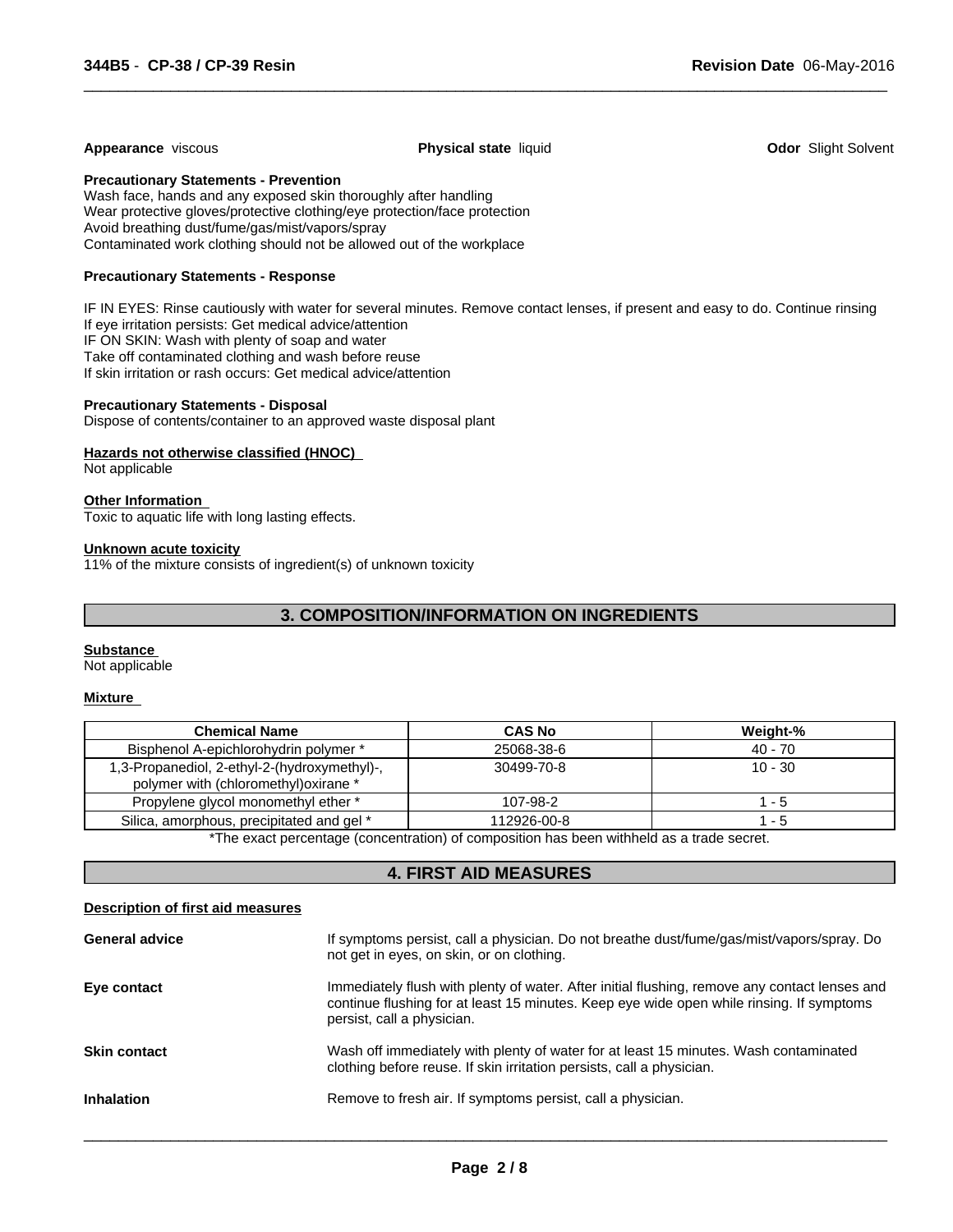**Appearance** viscous **Physical state** liquid **Odor** Slight Solvent

**Precautionary Statements - Prevention**

Wash face, hands and any exposed skin thoroughly after handling
Wear protective gloves/protective clothing/eye protection/face protection
Avoid breathing dust/fume/gas/mist/vapors/spray
Contaminated work clothing should not be allowed out of the workplace

**Precautionary Statements - Response**

IF IN EYES: Rinse cautiously with water for several minutes. Remove contact lenses, if present and easy to do. Continue rinsing
If eye irritation persists: Get medical advice/attention
IF ON SKIN: Wash with plenty of soap and water
Take off contaminated clothing and wash before reuse
If skin irritation or rash occurs: Get medical advice/attention

**Precautionary Statements - Disposal**

Dispose of contents/container to an approved waste disposal plant

**Hazards not otherwise classified (HNOC)**

Not applicable

**Other Information**

Toxic to aquatic life with long lasting effects.

**Unknown acute toxicity**

11% of the mixture consists of ingredient(s) of unknown toxicity

## 3. COMPOSITION/INFORMATION ON INGREDIENTS

**Substance**

Not applicable

**Mixture**

| Chemical Name | CAS No | Weight-% |
|---|---|---|
| Bisphenol A-epichlorohydrin polymer * | 25068-38-6 | 40 - 70 |
| 1,3-Propanediol, 2-ethyl-2-(hydroxymethyl)-, polymer with (chloromethyl)oxirane * | 30499-70-8 | 10 - 30 |
| Propylene glycol monomethyl ether * | 107-98-2 | 1 - 5 |
| Silica, amorphous, precipitated and gel * | 112926-00-8 | 1 - 5 |

*The exact percentage (concentration) of composition has been withheld as a trade secret.

## 4. FIRST AID MEASURES

**Description of first aid measures**

**General advice** If symptoms persist, call a physician. Do not breathe dust/fume/gas/mist/vapors/spray. Do not get in eyes, on skin, or on clothing.

**Eye contact** Immediately flush with plenty of water. After initial flushing, remove any contact lenses and continue flushing for at least 15 minutes. Keep eye wide open while rinsing. If symptoms persist, call a physician.

**Skin contact** Wash off immediately with plenty of water for at least 15 minutes. Wash contaminated clothing before reuse. If skin irritation persists, call a physician.

**Inhalation** Remove to fresh air. If symptoms persist, call a physician.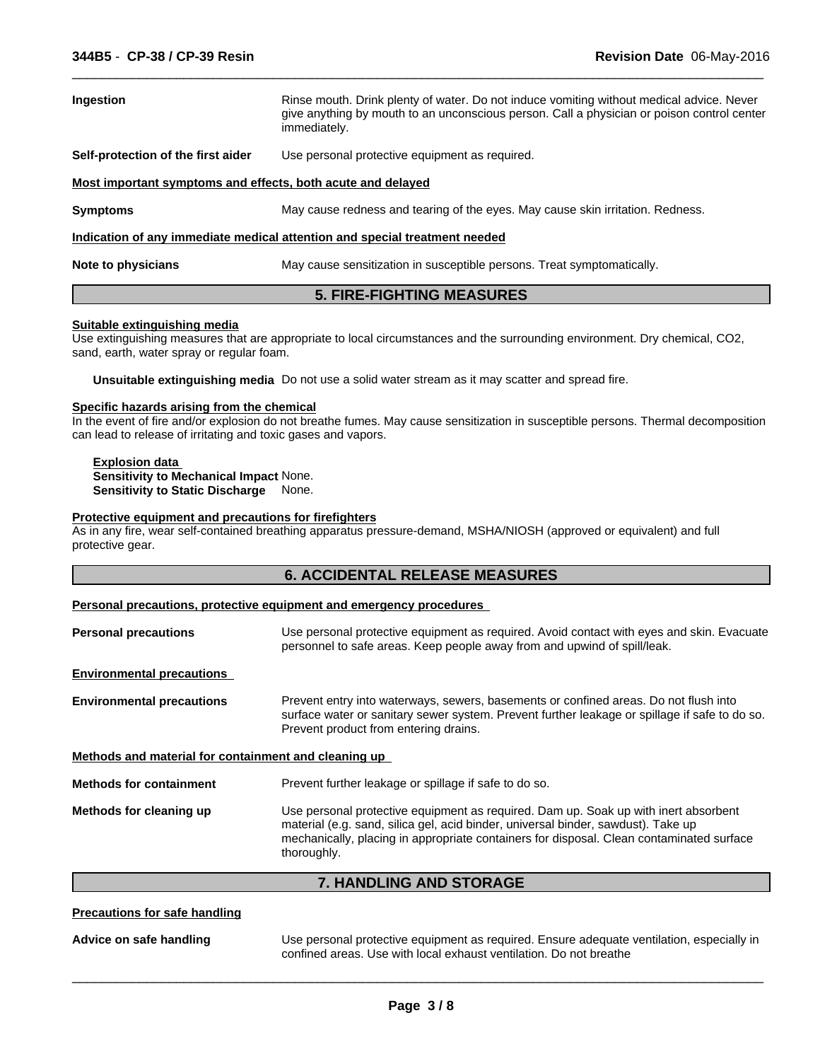**Ingestion** Rinse mouth. Drink plenty of water. Do not induce vomiting without medical advice. Never give anything by mouth to an unconscious person. Call a physician or poison control center immediately.

**Self-protection of the first aider** Use personal protective equipment as required.

**Most important symptoms and effects, both acute and delayed**

**Symptoms** May cause redness and tearing of the eyes. May cause skin irritation. Redness.

**Indication of any immediate medical attention and special treatment needed**

**Note to physicians** May cause sensitization in susceptible persons. Treat symptomatically.

## 5. FIRE-FIGHTING MEASURES

**Suitable extinguishing media**

Use extinguishing measures that are appropriate to local circumstances and the surrounding environment. Dry chemical, $CO_2$, sand, earth, water spray or regular foam.

**Unsuitable extinguishing media** Do not use a solid water stream as it may scatter and spread fire.

**Specific hazards arising from the chemical**

In the event of fire and/or explosion do not breathe fumes. May cause sensitization in susceptible persons. Thermal decomposition can lead to release of irritating and toxic gases and vapors.

**Explosion data**
**Sensitivity to Mechanical Impact** None.
**Sensitivity to Static Discharge** None.

**Protective equipment and precautions for firefighters**

As in any fire, wear self-contained breathing apparatus pressure-demand, MSHA/NIOSH (approved or equivalent) and full protective gear.

## 6. ACCIDENTAL RELEASE MEASURES

**Personal precautions, protective equipment and emergency procedures**

**Personal precautions** Use personal protective equipment as required. Avoid contact with eyes and skin. Evacuate personnel to safe areas. Keep people away from and upwind of spill/leak.

**Environmental precautions**

**Environmental precautions** Prevent entry into waterways, sewers, basements or confined areas. Do not flush into surface water or sanitary sewer system. Prevent further leakage or spillage if safe to do so. Prevent product from entering drains.

**Methods and material for containment and cleaning up**

**Methods for containment** Prevent further leakage or spillage if safe to do so.

**Methods for cleaning up** Use personal protective equipment as required. Dam up. Soak up with inert absorbent material (e.g. sand, silica gel, acid binder, universal binder, sawdust). Take up mechanically, placing in appropriate containers for disposal. Clean contaminated surface thoroughly.

## 7. HANDLING AND STORAGE

**Precautions for safe handling**

**Advice on safe handling** Use personal protective equipment as required. Ensure adequate ventilation, especially in confined areas. Use with local exhaust ventilation. Do not breathe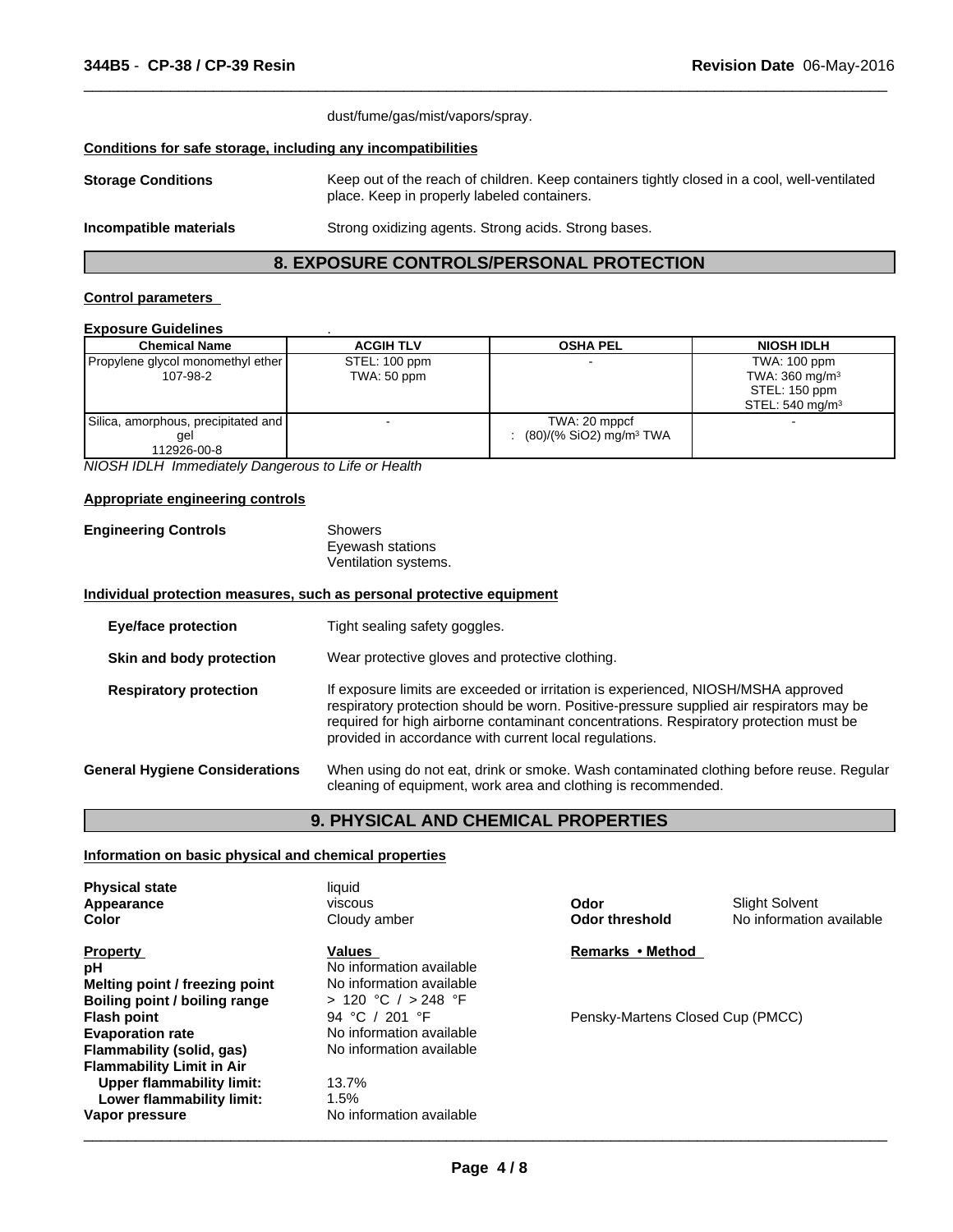dust/fume/gas/mist/vapors/spray.

**Conditions for safe storage, including any incompatibilities**

**Storage Conditions** Keep out of the reach of children. Keep containers tightly closed in a cool, well-ventilated place. Keep in properly labeled containers.

**Incompatible materials** Strong oxidizing agents. Strong acids. Strong bases.

## 8. EXPOSURE CONTROLS/PERSONAL PROTECTION

**Control parameters**

**Exposure Guidelines** .

| Chemical Name | ACGIH TLV | OSHA PEL | NIOSH IDLH |
|---|---|---|---|
| Propylene glycol monomethyl ether 107-98-2 | STEL: 100 ppm TWA: 50 ppm | - | TWA: 100 ppm TWA: 360 mg/m³ STEL: 150 ppm STEL: 540 mg/m³ |
| Silica, amorphous, precipitated and gel 112926-00-8 | - | TWA: 20 mppcf : (80)/(% SiO2) mg/m³ TWA | - |

*NIOSH IDLH Immediately Dangerous to Life or Health*

**Appropriate engineering controls**

**Engineering Controls** Showers
Eyewash stations
Ventilation systems.

**Individual protection measures, such as personal protective equipment**

**Eye/face protection** Tight sealing safety goggles.

**Skin and body protection** Wear protective gloves and protective clothing.

**Respiratory protection** If exposure limits are exceeded or irritation is experienced, NIOSH/MSHA approved respiratory protection should be worn. Positive-pressure supplied air respirators may be required for high airborne contaminant concentrations. Respiratory protection must be provided in accordance with current local regulations.

**General Hygiene Considerations** When using do not eat, drink or smoke. Wash contaminated clothing before reuse. Regular cleaning of equipment, work area and clothing is recommended.

## 9. PHYSICAL AND CHEMICAL PROPERTIES

**Information on basic physical and chemical properties**

**Physical state** liquid
**Appearance** viscous
**Color** Cloudy amber
**Odor** Slight Solvent
**Odor threshold** No information available

| Property | Values | Remarks • Method |
|---|---|---|
| **pH** | No information available | |
| **Melting point / freezing point** | No information available | |
| **Boiling point / boiling range** | > 120 °C / > 248 °F | |
| **Flash point** | 94 °C / 201 °F | Pensky-Martens Closed Cup (PMCC) |
| **Evaporation rate** | No information available | |
| **Flammability (solid, gas)** | No information available | |
| **Flammability Limit in Air** | | |
| **Upper flammability limit:** | 13.7% | |
| **Lower flammability limit:** | 1.5% | |
| **Vapor pressure** | No information available | |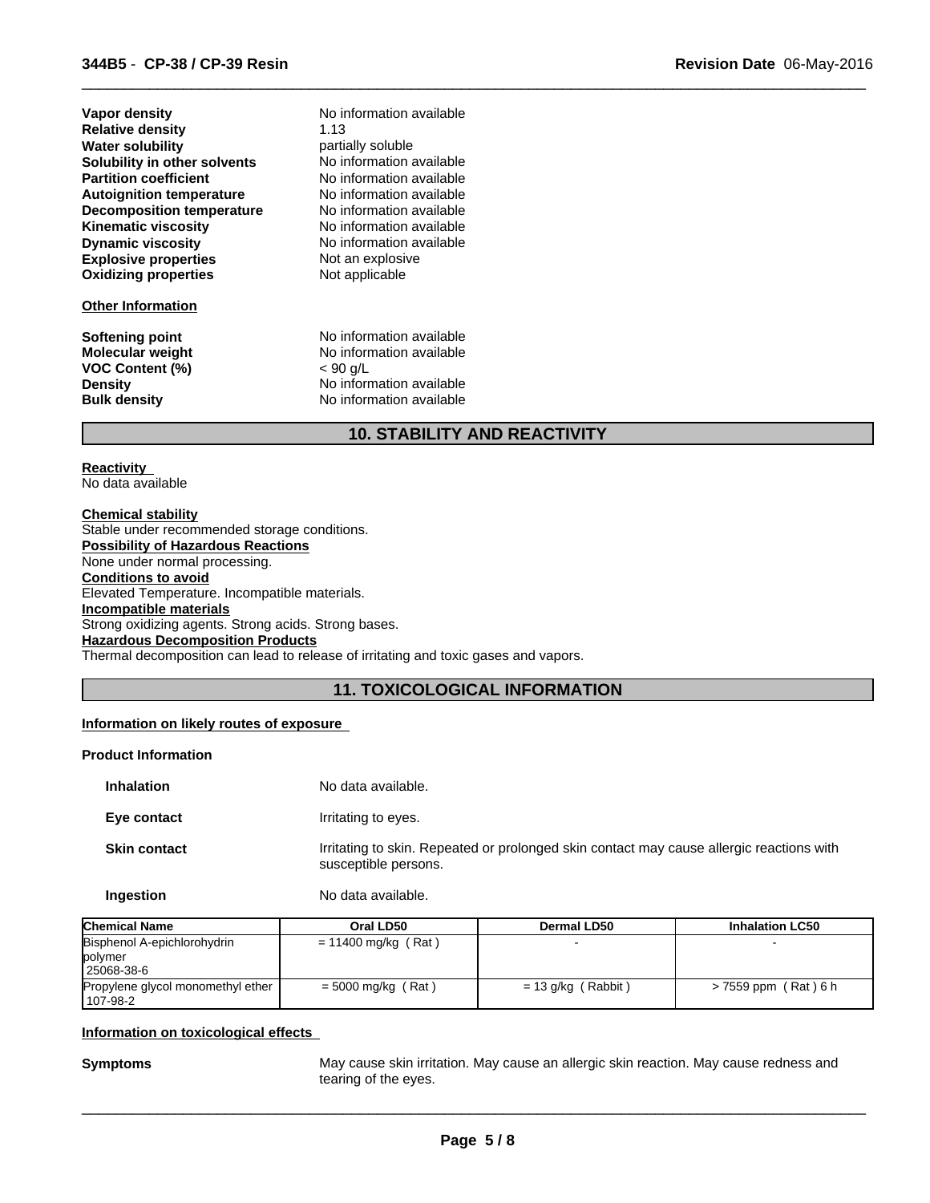| | |
|---|---|
| **Vapor density** | No information available |
| **Relative density** | 1.13 |
| **Water solubility** | partially soluble |
| **Solubility in other solvents** | No information available |
| **Partition coefficient** | No information available |
| **Autoignition temperature** | No information available |
| **Decomposition temperature** | No information available |
| **Kinematic viscosity** | No information available |
| **Dynamic viscosity** | No information available |
| **Explosive properties** | Not an explosive |
| **Oxidizing properties** | Not applicable |

**Other Information**

| | |
|---|---|
| **Softening point** | No information available |
| **Molecular weight** | No information available |
| **VOC Content (%)** | < 90 g/L |
| **Density** | No information available |
| **Bulk density** | No information available |

## 10. STABILITY AND REACTIVITY

**Reactivity**
No data available

**Chemical stability**
Stable under recommended storage conditions.
**Possibility of Hazardous Reactions**
None under normal processing.
**Conditions to avoid**
Elevated Temperature. Incompatible materials.
**Incompatible materials**
Strong oxidizing agents. Strong acids. Strong bases.
**Hazardous Decomposition Products**
Thermal decomposition can lead to release of irritating and toxic gases and vapors.

## 11. TOXICOLOGICAL INFORMATION

**Information on likely routes of exposure**

**Product Information**

| | |
|---|---|
| **Inhalation** | No data available. |
| **Eye contact** | Irritating to eyes. |
| **Skin contact** | Irritating to skin. Repeated or prolonged skin contact may cause allergic reactions with susceptible persons. |
| **Ingestion** | No data available. |

| Chemical Name | Oral LD50 | Dermal LD50 | Inhalation LC50 |
|---|---|---|---|
| Bisphenol A-epichlorohydrin polymer 25068-38-6 | = 11400 mg/kg ( Rat ) | - | - |
| Propylene glycol monomethyl ether 107-98-2 | = 5000 mg/kg ( Rat ) | = 13 g/kg ( Rabbit ) | > 7559 ppm ( Rat ) 6 h |

**Information on toxicological effects**

**Symptoms** May cause skin irritation. May cause an allergic skin reaction. May cause redness and tearing of the eyes.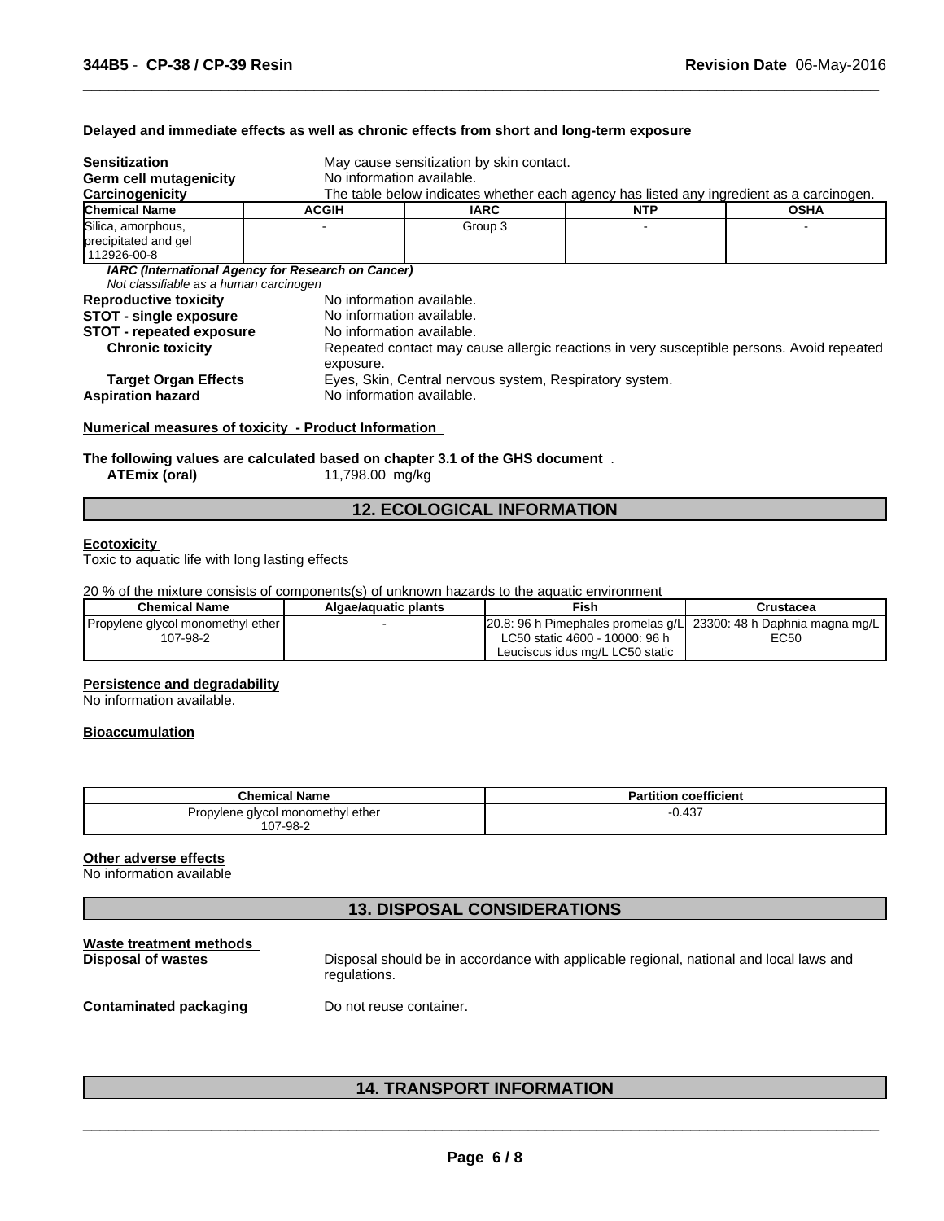**Delayed and immediate effects as well as chronic effects from short and long-term exposure**

**Sensitization** May cause sensitization by skin contact.
**Germ cell mutagenicity** No information available.
**Carcinogenicity** The table below indicates whether each agency has listed any ingredient as a carcinogen.

| Chemical Name | ACGIH | IARC | NTP | OSHA |
|---|---|---|---|---|
| Silica, amorphous, precipitated and gel 112926-00-8 | - | Group 3 | - | - |

***IARC (International Agency for Research on Cancer)***
*Not classifiable as a human carcinogen*

**Reproductive toxicity** No information available.
**STOT - single exposure** No information available.
**STOT - repeated exposure** No information available.
**Chronic toxicity** Repeated contact may cause allergic reactions in very susceptible persons. Avoid repeated exposure.
**Target Organ Effects** Eyes, Skin, Central nervous system, Respiratory system.
**Aspiration hazard** No information available.

**Numerical measures of toxicity - Product Information**

**The following values are calculated based on chapter 3.1 of the GHS document** .
**ATEmix (oral)** 11,798.00 mg/kg

## 12. ECOLOGICAL INFORMATION

**Ecotoxicity**
Toxic to aquatic life with long lasting effects

20 % of the mixture consists of components(s) of unknown hazards to the aquatic environment

| Chemical Name | Algae/aquatic plants | Fish | Crustacea |
|---|---|---|---|
| Propylene glycol monomethyl ether 107-98-2 | - | 20.8: 96 h Pimephales promelas g/L LC50 static 4600 - 10000: 96 h Leuciscus idus mg/L LC50 static | 23300: 48 h Daphnia magna mg/L EC50 |

**Persistence and degradability**
No information available.

**Bioaccumulation**

| Chemical Name | Partition coefficient |
|---|---|
| Propylene glycol monomethyl ether 107-98-2 | -0.437 |

**Other adverse effects**
No information available

## 13. DISPOSAL CONSIDERATIONS

**Waste treatment methods**
**Disposal of wastes** Disposal should be in accordance with applicable regional, national and local laws and regulations.

**Contaminated packaging** Do not reuse container.

## 14. TRANSPORT INFORMATION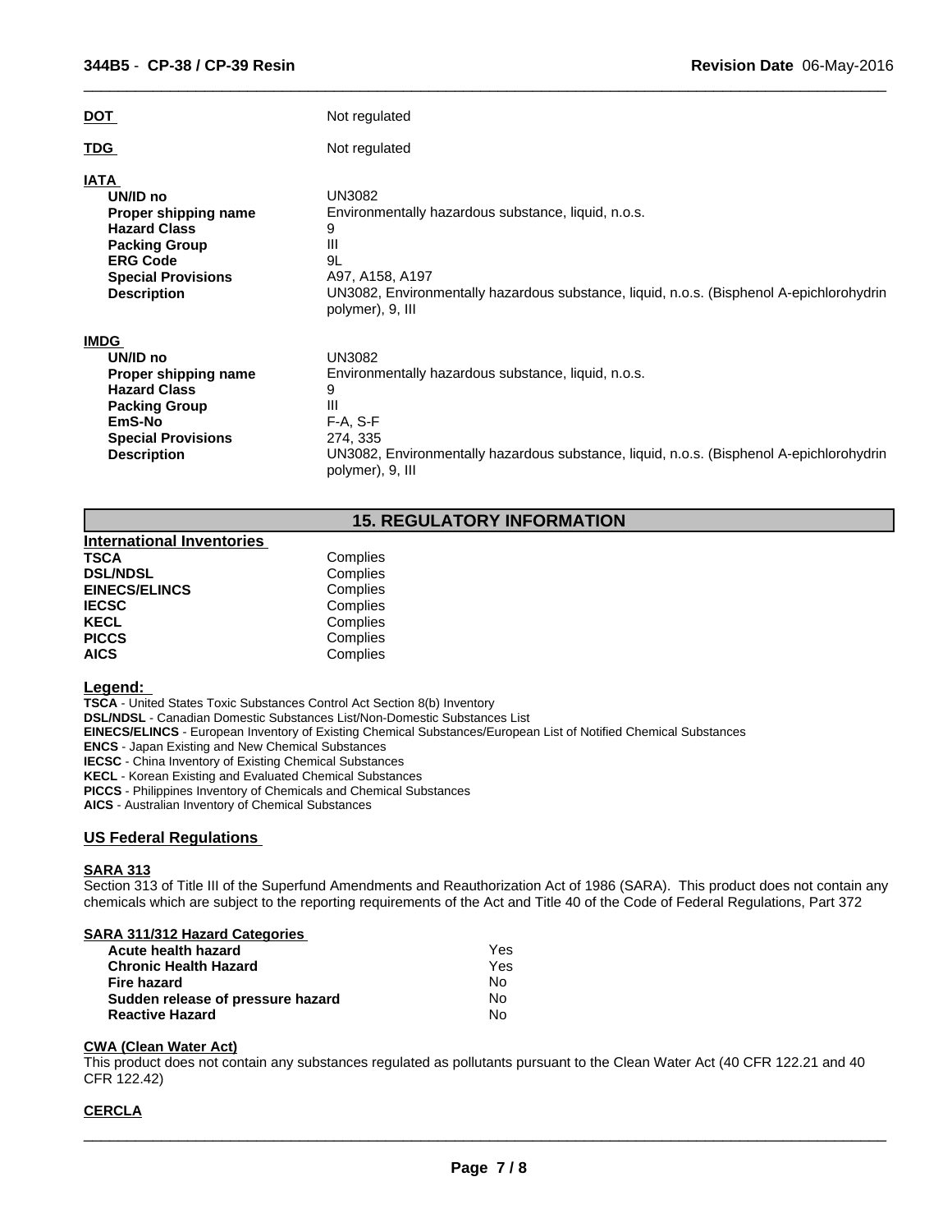**DOT** Not regulated

**TDG** Not regulated

**IATA**

| | |
|---|---|
| **UN/ID no** | UN3082 |
| **Proper shipping name** | Environmentally hazardous substance, liquid, n.o.s. |
| **Hazard Class** | 9 |
| **Packing Group** | III |
| **ERG Code** | 9L |
| **Special Provisions** | A97, A158, A197 |
| **Description** | UN3082, Environmentally hazardous substance, liquid, n.o.s. (Bisphenol A-epichlorohydrin polymer), 9, III |

**IMDG**

| | |
|---|---|
| **UN/ID no** | UN3082 |
| **Proper shipping name** | Environmentally hazardous substance, liquid, n.o.s. |
| **Hazard Class** | 9 |
| **Packing Group** | III |
| **EmS-No** | F-A, S-F |
| **Special Provisions** | 274, 335 |
| **Description** | UN3082, Environmentally hazardous substance, liquid, n.o.s. (Bisphenol A-epichlorohydrin polymer), 9, III |

## 15. REGULATORY INFORMATION

**International Inventories**

| | |
|---|---|
| **TSCA** | Complies |
| **DSL/NDSL** | Complies |
| **EINECS/ELINCS** | Complies |
| **IECSC** | Complies |
| **KECL** | Complies |
| **PICCS** | Complies |
| **AICS** | Complies |

**Legend:**

**TSCA** - United States Toxic Substances Control Act Section 8(b) Inventory
**DSL/NDSL** - Canadian Domestic Substances List/Non-Domestic Substances List
**EINECS/ELINCS** - European Inventory of Existing Chemical Substances/European List of Notified Chemical Substances
**ENCS** - Japan Existing and New Chemical Substances
**IECSC** - China Inventory of Existing Chemical Substances
**KECL** - Korean Existing and Evaluated Chemical Substances
**PICCS** - Philippines Inventory of Chemicals and Chemical Substances
**AICS** - Australian Inventory of Chemical Substances

### US Federal Regulations

**SARA 313**

Section 313 of Title III of the Superfund Amendments and Reauthorization Act of 1986 (SARA). This product does not contain any chemicals which are subject to the reporting requirements of the Act and Title 40 of the Code of Federal Regulations, Part 372

**SARA 311/312 Hazard Categories**

| | |
|---|---|
| **Acute health hazard** | Yes |
| **Chronic Health Hazard** | Yes |
| **Fire hazard** | No |
| **Sudden release of pressure hazard** | No |
| **Reactive Hazard** | No |

**CWA (Clean Water Act)**

This product does not contain any substances regulated as pollutants pursuant to the Clean Water Act (40 CFR 122.21 and 40 CFR 122.42)

**CERCLA**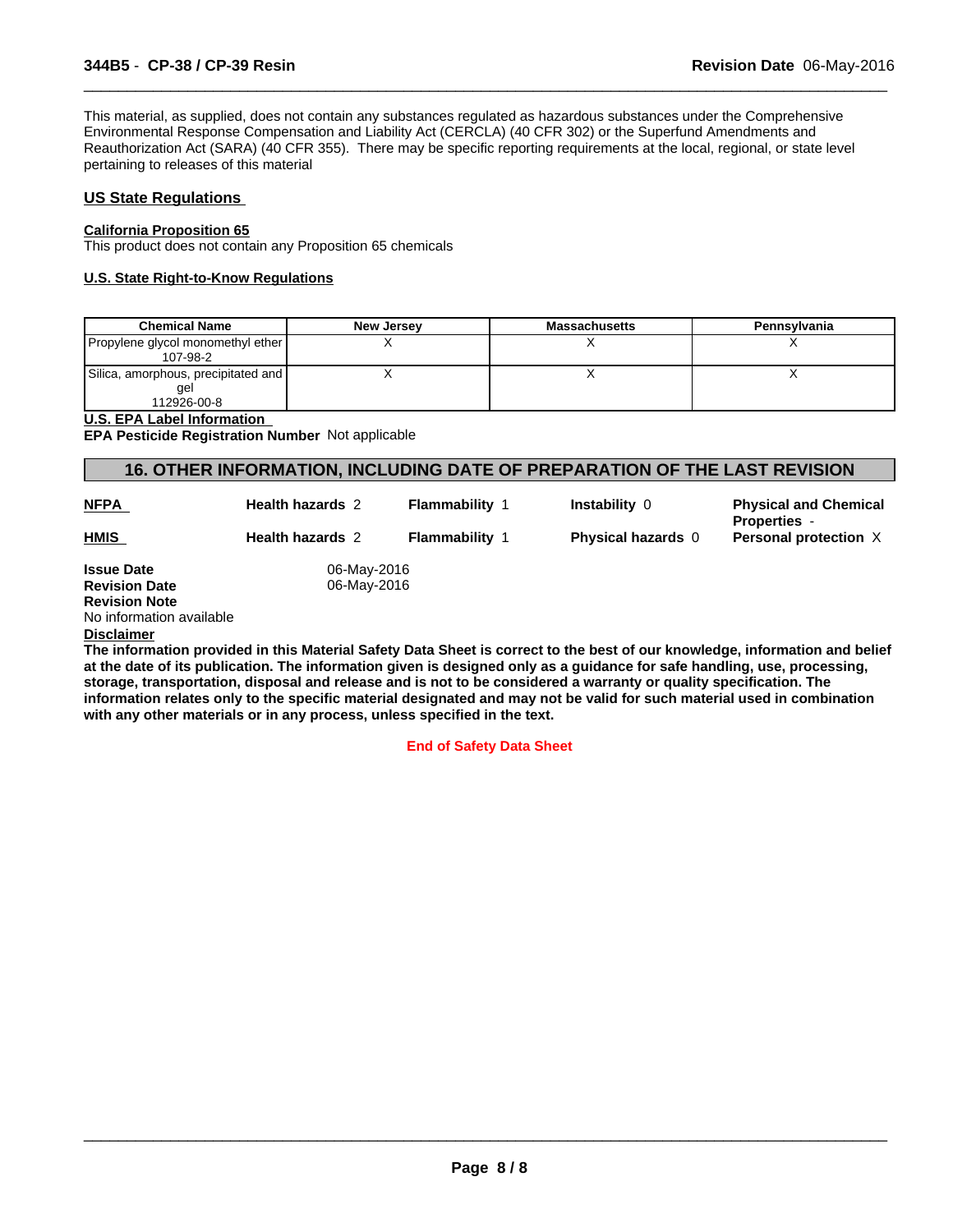This material, as supplied, does not contain any substances regulated as hazardous substances under the Comprehensive Environmental Response Compensation and Liability Act (CERCLA) (40 CFR 302) or the Superfund Amendments and Reauthorization Act (SARA) (40 CFR 355). There may be specific reporting requirements at the local, regional, or state level pertaining to releases of this material

## US State Regulations

**California Proposition 65**

This product does not contain any Proposition 65 chemicals

**U.S. State Right-to-Know Regulations**

| Chemical Name | New Jersey | Massachusetts | Pennsylvania |
|---|---|---|---|
| Propylene glycol monomethyl ether 107-98-2 | X | X | X |
| Silica, amorphous, precipitated and gel 112926-00-8 | X | X | X |

**U.S. EPA Label Information**

**EPA Pesticide Registration Number** Not applicable

## 16. OTHER INFORMATION, INCLUDING DATE OF PREPARATION OF THE LAST REVISION

| | | | | |
|---|---|---|---|---|
| **NFPA** | **Health hazards** 2 | **Flammability** 1 | **Instability** 0 | **Physical and Chemical Properties** - |
| **HMIS** | **Health hazards** 2 | **Flammability** 1 | **Physical hazards** 0 | **Personal protection** X |

**Issue Date** 06-May-2016

**Revision Date** 06-May-2016

**Revision Note**

No information available

**Disclaimer**

**The information provided in this Material Safety Data Sheet is correct to the best of our knowledge, information and belief at the date of its publication. The information given is designed only as a guidance for safe handling, use, processing, storage, transportation, disposal and release and is not to be considered a warranty or quality specification. The information relates only to the specific material designated and may not be valid for such material used in combination with any other materials or in any process, unless specified in the text.**

**End of Safety Data Sheet**